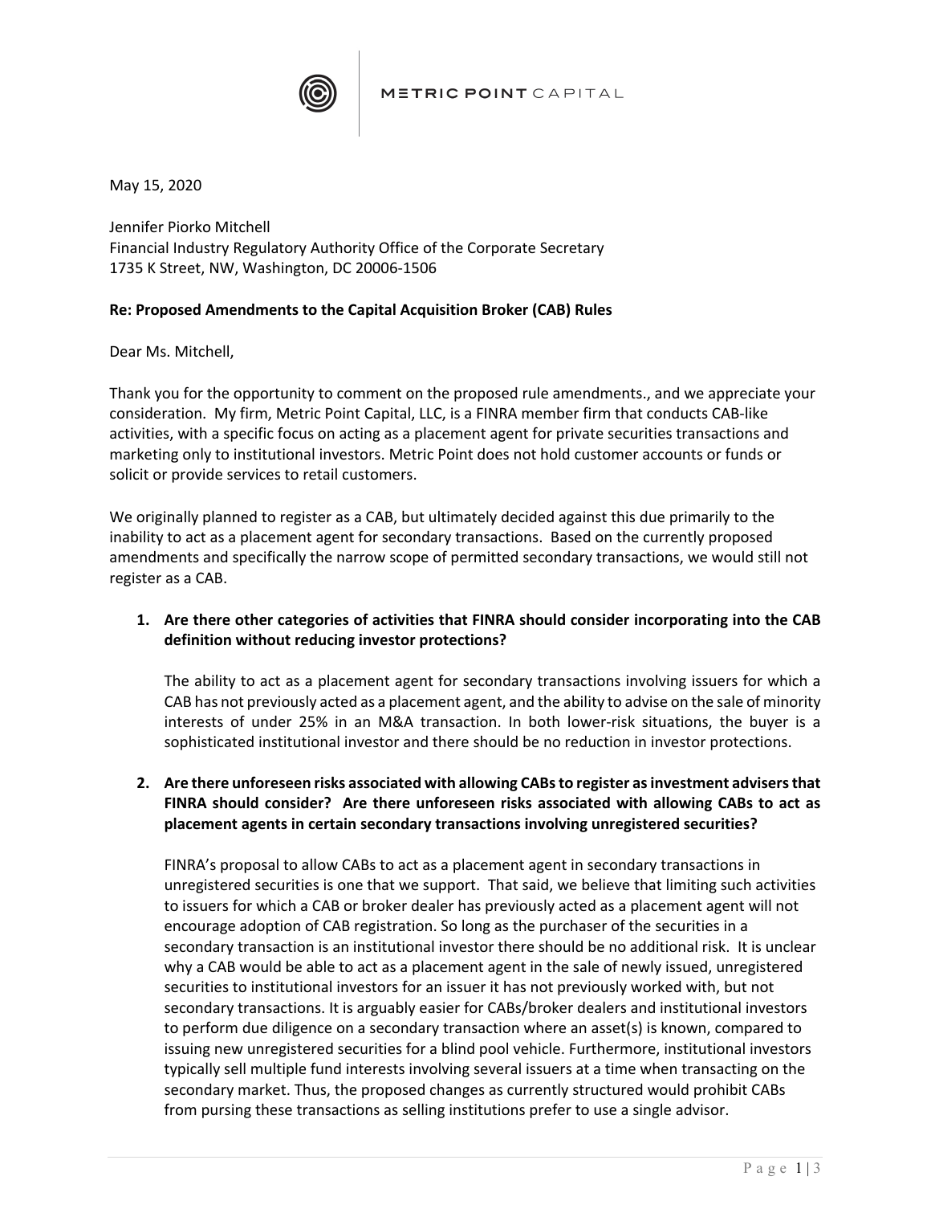METRIC POINT CAPITAL

May 15, 2020

Jennifer Piorko Mitchell
Financial Industry Regulatory Authority Office of the Corporate Secretary
1735 K Street, NW, Washington, DC 20006-1506

**Re: Proposed Amendments to the Capital Acquisition Broker (CAB) Rules**

Dear Ms. Mitchell,

Thank you for the opportunity to comment on the proposed rule amendments., and we appreciate your consideration. My firm, Metric Point Capital, LLC, is a FINRA member firm that conducts CAB-like activities, with a specific focus on acting as a placement agent for private securities transactions and marketing only to institutional investors. Metric Point does not hold customer accounts or funds or solicit or provide services to retail customers.

We originally planned to register as a CAB, but ultimately decided against this due primarily to the inability to act as a placement agent for secondary transactions. Based on the currently proposed amendments and specifically the narrow scope of permitted secondary transactions, we would still not register as a CAB.

1. **Are there other categories of activities that FINRA should consider incorporating into the CAB definition without reducing investor protections?**

   The ability to act as a placement agent for secondary transactions involving issuers for which a CAB has not previously acted as a placement agent, and the ability to advise on the sale of minority interests of under 25% in an M&A transaction. In both lower-risk situations, the buyer is a sophisticated institutional investor and there should be no reduction in investor protections.

2. **Are there unforeseen risks associated with allowing CABs to register as investment advisers that FINRA should consider? Are there unforeseen risks associated with allowing CABs to act as placement agents in certain secondary transactions involving unregistered securities?**

   FINRA's proposal to allow CABs to act as a placement agent in secondary transactions in unregistered securities is one that we support. That said, we believe that limiting such activities to issuers for which a CAB or broker dealer has previously acted as a placement agent will not encourage adoption of CAB registration. So long as the purchaser of the securities in a secondary transaction is an institutional investor there should be no additional risk. It is unclear why a CAB would be able to act as a placement agent in the sale of newly issued, unregistered securities to institutional investors for an issuer it has not previously worked with, but not secondary transactions. It is arguably easier for CABs/broker dealers and institutional investors to perform due diligence on a secondary transaction where an asset(s) is known, compared to issuing new unregistered securities for a blind pool vehicle. Furthermore, institutional investors typically sell multiple fund interests involving several issuers at a time when transacting on the secondary market. Thus, the proposed changes as currently structured would prohibit CABs from pursing these transactions as selling institutions prefer to use a single advisor.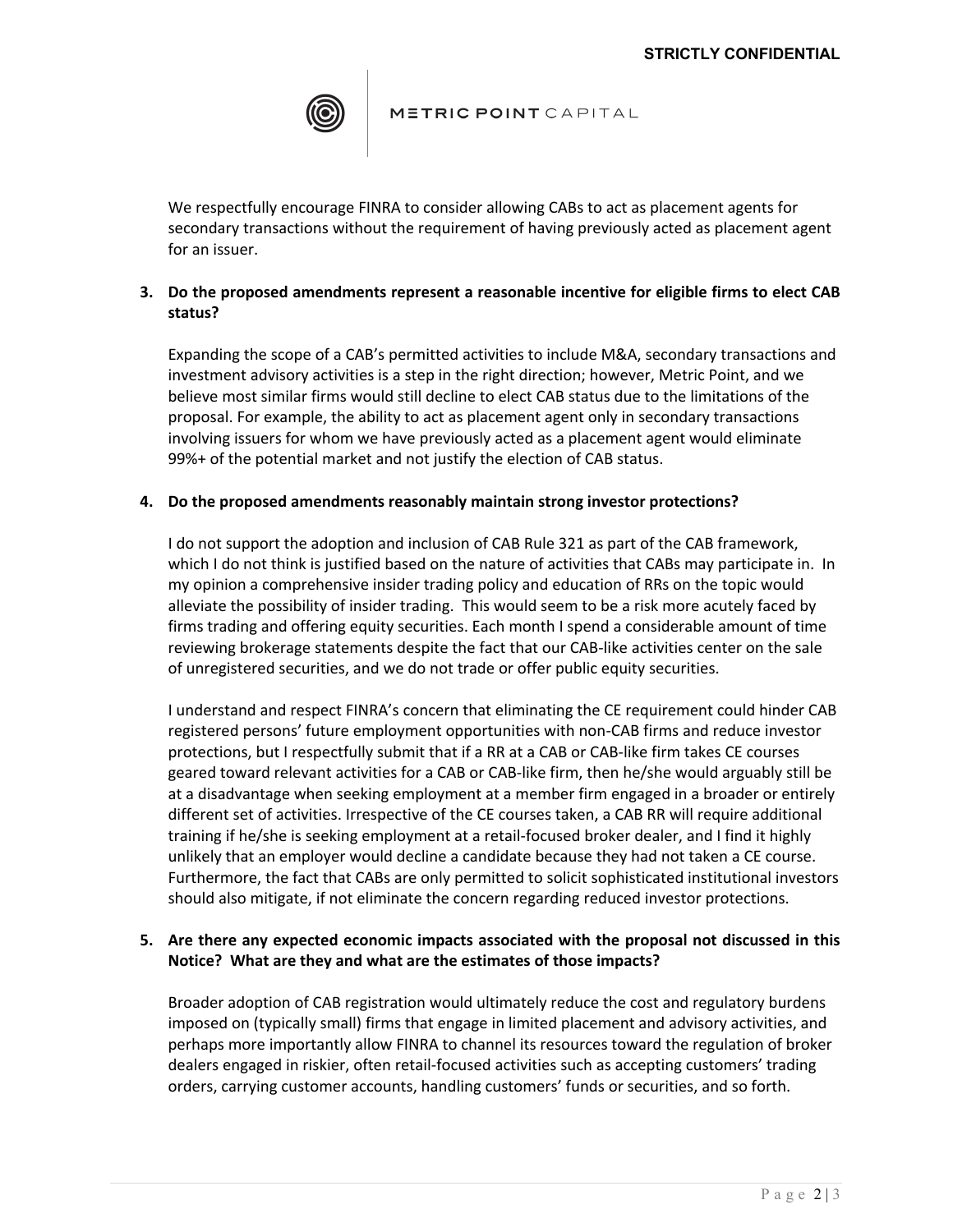We respectfully encourage FINRA to consider allowing CABs to act as placement agents for secondary transactions without the requirement of having previously acted as placement agent for an issuer.

3. **Do the proposed amendments represent a reasonable incentive for eligible firms to elect CAB status?**

   Expanding the scope of a CAB's permitted activities to include M&A, secondary transactions and investment advisory activities is a step in the right direction; however, Metric Point, and we believe most similar firms would still decline to elect CAB status due to the limitations of the proposal. For example, the ability to act as placement agent only in secondary transactions involving issuers for whom we have previously acted as a placement agent would eliminate 99%+ of the potential market and not justify the election of CAB status.

4. **Do the proposed amendments reasonably maintain strong investor protections?**

   I do not support the adoption and inclusion of CAB Rule 321 as part of the CAB framework, which I do not think is justified based on the nature of activities that CABs may participate in. In my opinion a comprehensive insider trading policy and education of RRs on the topic would alleviate the possibility of insider trading. This would seem to be a risk more acutely faced by firms trading and offering equity securities. Each month I spend a considerable amount of time reviewing brokerage statements despite the fact that our CAB-like activities center on the sale of unregistered securities, and we do not trade or offer public equity securities.

   I understand and respect FINRA's concern that eliminating the CE requirement could hinder CAB registered persons' future employment opportunities with non-CAB firms and reduce investor protections, but I respectfully submit that if a RR at a CAB or CAB-like firm takes CE courses geared toward relevant activities for a CAB or CAB-like firm, then he/she would arguably still be at a disadvantage when seeking employment at a member firm engaged in a broader or entirely different set of activities. Irrespective of the CE courses taken, a CAB RR will require additional training if he/she is seeking employment at a retail-focused broker dealer, and I find it highly unlikely that an employer would decline a candidate because they had not taken a CE course. Furthermore, the fact that CABs are only permitted to solicit sophisticated institutional investors should also mitigate, if not eliminate the concern regarding reduced investor protections.

5. **Are there any expected economic impacts associated with the proposal not discussed in this Notice? What are they and what are the estimates of those impacts?**

   Broader adoption of CAB registration would ultimately reduce the cost and regulatory burdens imposed on (typically small) firms that engage in limited placement and advisory activities, and perhaps more importantly allow FINRA to channel its resources toward the regulation of broker dealers engaged in riskier, often retail-focused activities such as accepting customers' trading orders, carrying customer accounts, handling customers' funds or securities, and so forth.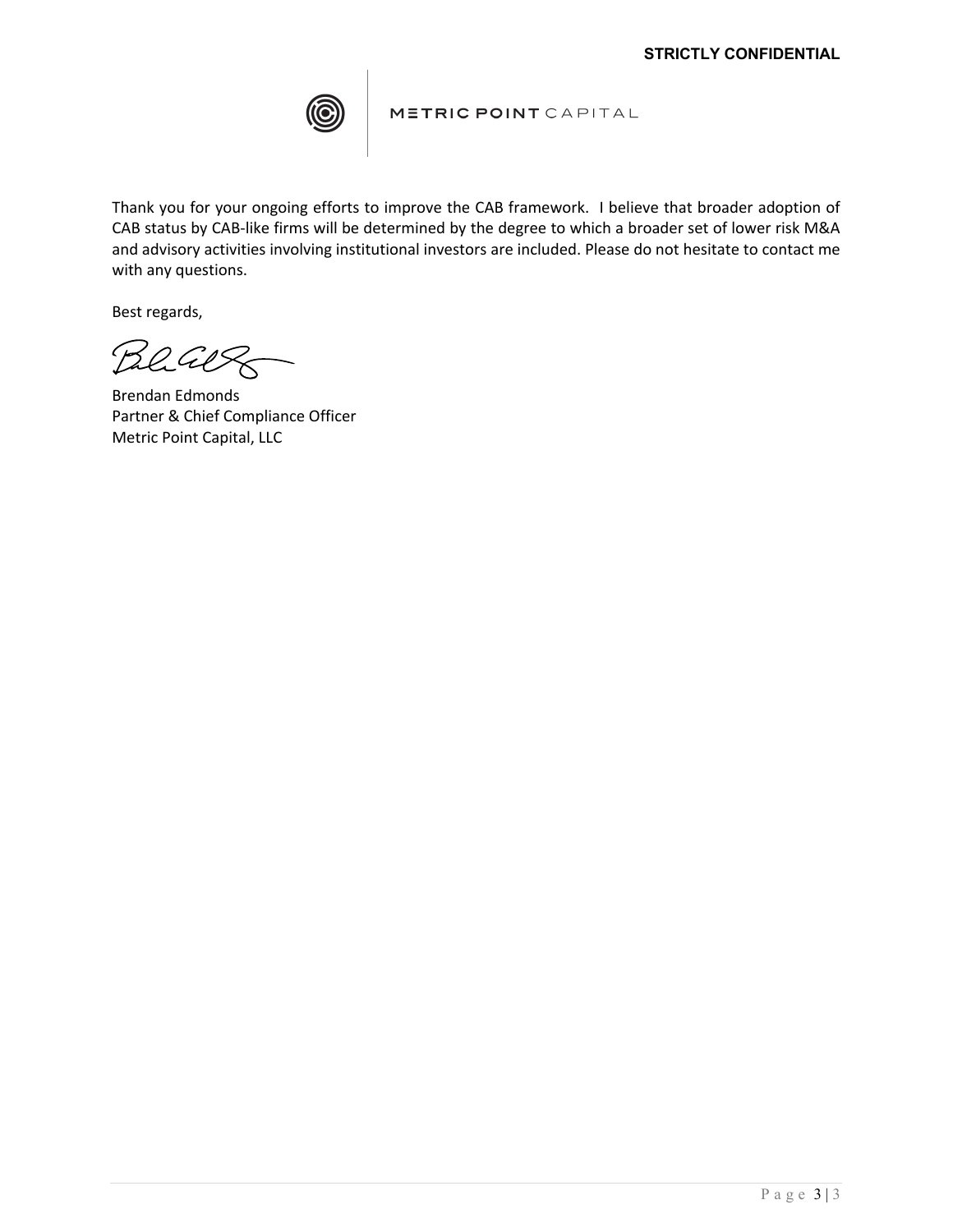Thank you for your ongoing efforts to improve the CAB framework. I believe that broader adoption of CAB status by CAB-like firms will be determined by the degree to which a broader set of lower risk M&A and advisory activities involving institutional investors are included. Please do not hesitate to contact me with any questions.

Best regards,

Brendan Edmonds
Partner & Chief Compliance Officer
Metric Point Capital, LLC